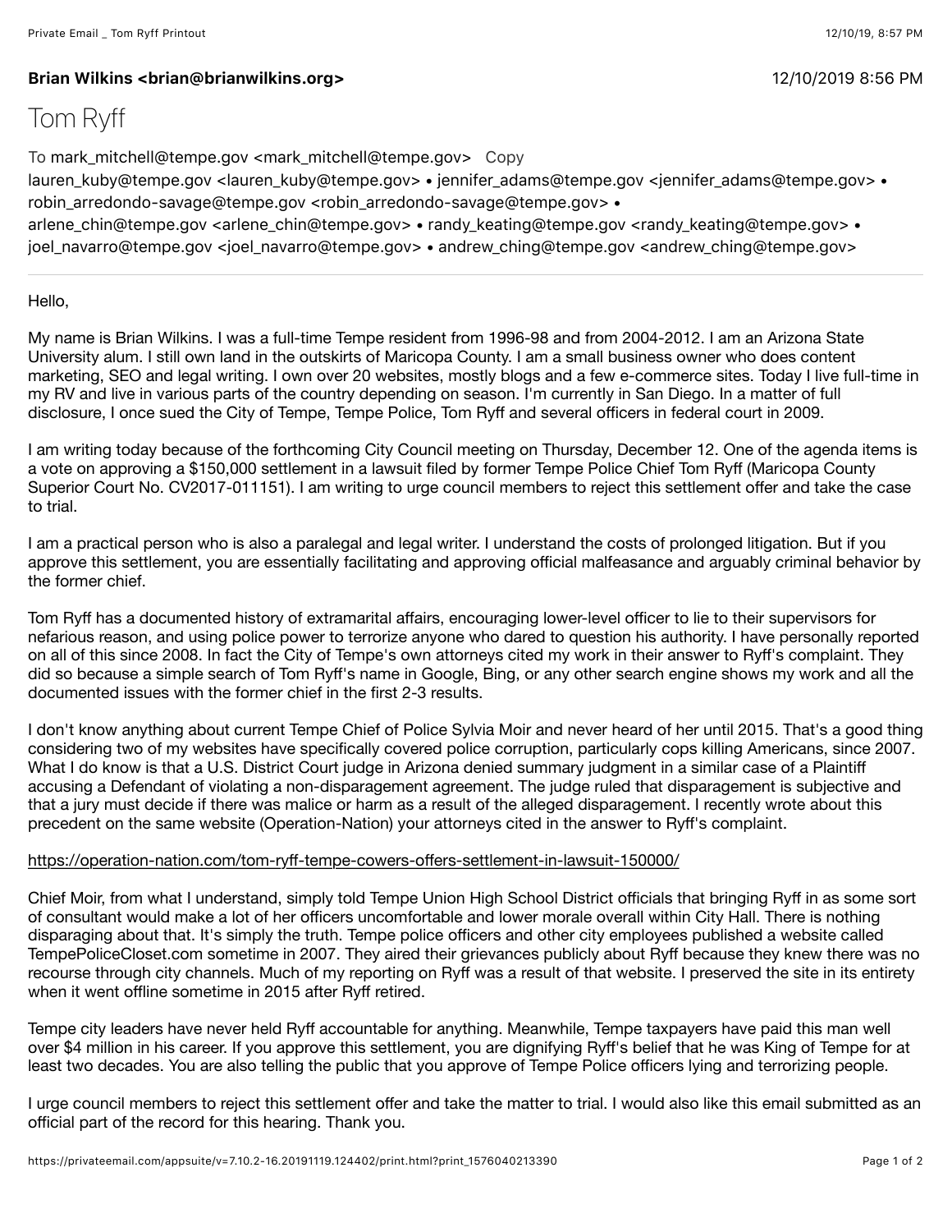**Brian Wilkins <brian@brianwilkins.org>** 12/10/2019 8:56 PM

# Tom Ryff

To mark_mitchell@tempe.gov <mark_mitchell@tempe.gov> Copy
lauren_kuby@tempe.gov <lauren_kuby@tempe.gov> • jennifer_adams@tempe.gov <jennifer_adams@tempe.gov> • robin_arredondo-savage@tempe.gov <robin_arredondo-savage@tempe.gov> • arlene_chin@tempe.gov <arlene_chin@tempe.gov> • randy_keating@tempe.gov <randy_keating@tempe.gov> • joel_navarro@tempe.gov <joel_navarro@tempe.gov> • andrew_ching@tempe.gov <andrew_ching@tempe.gov>

---

Hello,

My name is Brian Wilkins. I was a full-time Tempe resident from 1996-98 and from 2004-2012. I am an Arizona State University alum. I still own land in the outskirts of Maricopa County. I am a small business owner who does content marketing, SEO and legal writing. I own over 20 websites, mostly blogs and a few e-commerce sites. Today I live full-time in my RV and live in various parts of the country depending on season. I'm currently in San Diego. In a matter of full disclosure, I once sued the City of Tempe, Tempe Police, Tom Ryff and several officers in federal court in 2009.

I am writing today because of the forthcoming City Council meeting on Thursday, December 12. One of the agenda items is a vote on approving a $150,000 settlement in a lawsuit filed by former Tempe Police Chief Tom Ryff (Maricopa County Superior Court No. CV2017-011151). I am writing to urge council members to reject this settlement offer and take the case to trial.

I am a practical person who is also a paralegal and legal writer. I understand the costs of prolonged litigation. But if you approve this settlement, you are essentially facilitating and approving official malfeasance and arguably criminal behavior by the former chief.

Tom Ryff has a documented history of extramarital affairs, encouraging lower-level officer to lie to their supervisors for nefarious reason, and using police power to terrorize anyone who dared to question his authority. I have personally reported on all of this since 2008. In fact the City of Tempe's own attorneys cited my work in their answer to Ryff's complaint. They did so because a simple search of Tom Ryff's name in Google, Bing, or any other search engine shows my work and all the documented issues with the former chief in the first 2-3 results.

I don't know anything about current Tempe Chief of Police Sylvia Moir and never heard of her until 2015. That's a good thing considering two of my websites have specifically covered police corruption, particularly cops killing Americans, since 2007. What I do know is that a U.S. District Court judge in Arizona denied summary judgment in a similar case of a Plaintiff accusing a Defendant of violating a non-disparagement agreement. The judge ruled that disparagement is subjective and that a jury must decide if there was malice or harm as a result of the alleged disparagement. I recently wrote about this precedent on the same website (Operation-Nation) your attorneys cited in the answer to Ryff's complaint.

https://operation-nation.com/tom-ryff-tempe-cowers-offers-settlement-in-lawsuit-150000/

Chief Moir, from what I understand, simply told Tempe Union High School District officials that bringing Ryff in as some sort of consultant would make a lot of her officers uncomfortable and lower morale overall within City Hall. There is nothing disparaging about that. It's simply the truth. Tempe police officers and other city employees published a website called TempePoliceCloset.com sometime in 2007. They aired their grievances publicly about Ryff because they knew there was no recourse through city channels. Much of my reporting on Ryff was a result of that website. I preserved the site in its entirety when it went offline sometime in 2015 after Ryff retired.

Tempe city leaders have never held Ryff accountable for anything. Meanwhile, Tempe taxpayers have paid this man well over $4 million in his career. If you approve this settlement, you are dignifying Ryff's belief that he was King of Tempe for at least two decades. You are also telling the public that you approve of Tempe Police officers lying and terrorizing people.

I urge council members to reject this settlement offer and take the matter to trial. I would also like this email submitted as an official part of the record for this hearing. Thank you.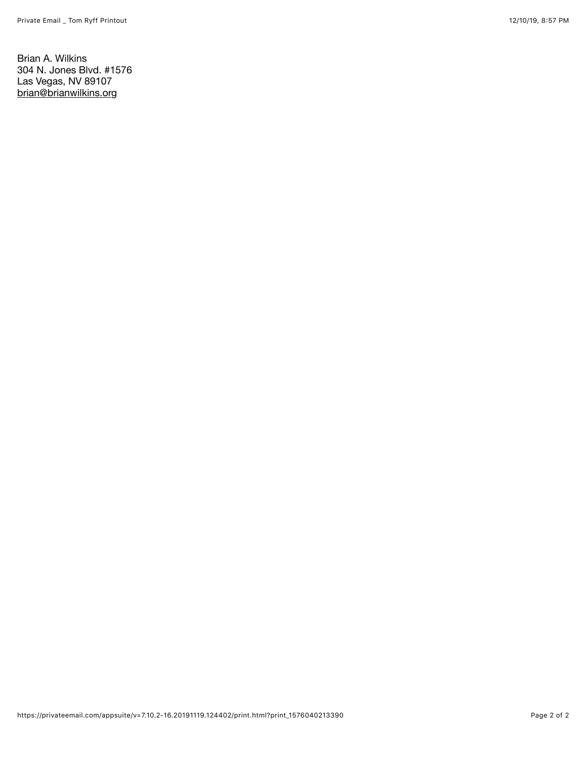Brian A. Wilkins
304 N. Jones Blvd. #1576
Las Vegas, NV 89107
brian@brianwilkins.org